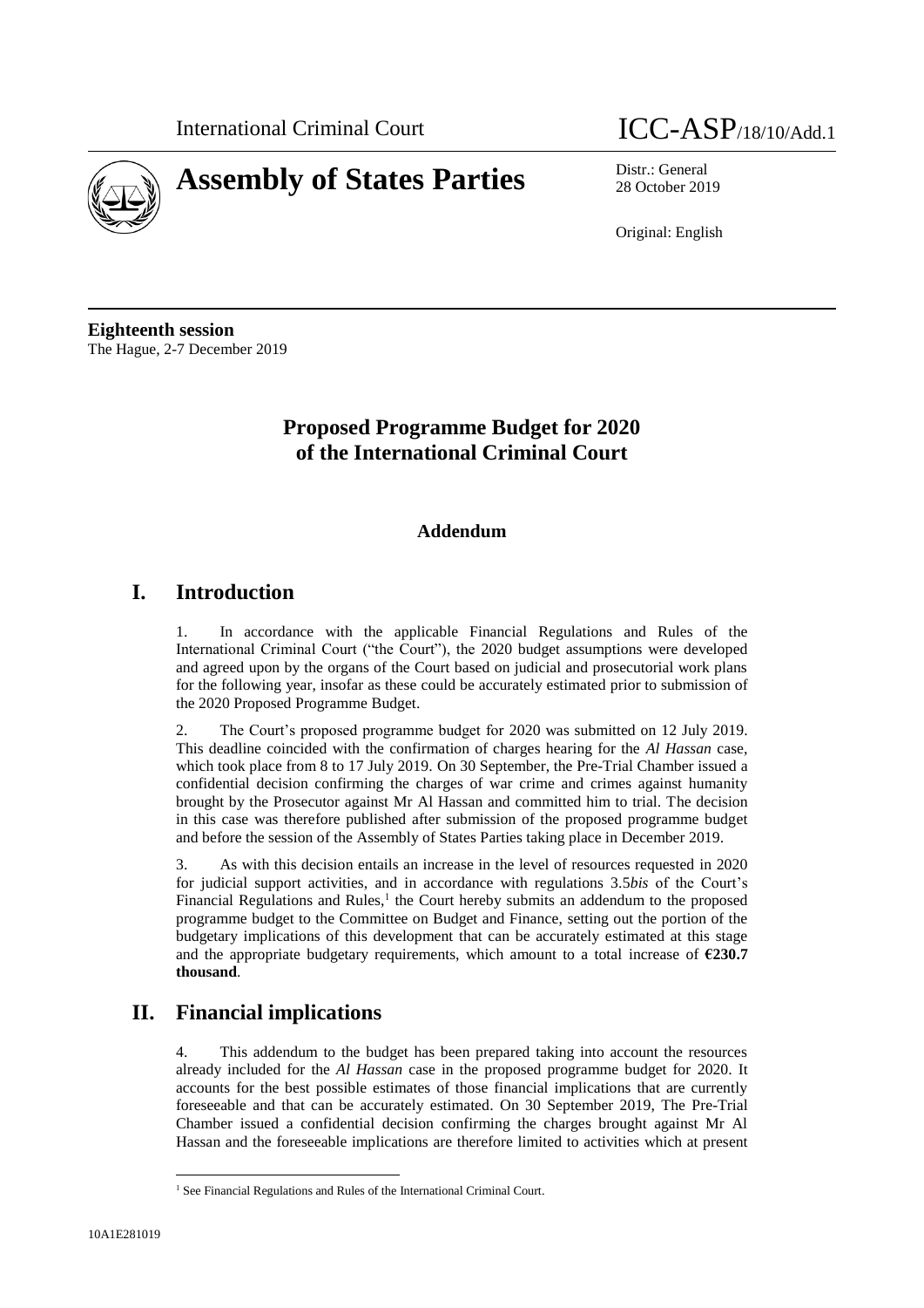International Criminal Court

# Assembly of States Parties

ICC-ASP/18/10/Add.1

Distr.: General
28 October 2019

Original: English

**Eighteenth session**
The Hague, 2-7 December 2019

## Proposed Programme Budget for 2020 of the International Criminal Court

### Addendum

## I. Introduction

1. In accordance with the applicable Financial Regulations and Rules of the International Criminal Court ("the Court"), the 2020 budget assumptions were developed and agreed upon by the organs of the Court based on judicial and prosecutorial work plans for the following year, insofar as these could be accurately estimated prior to submission of the 2020 Proposed Programme Budget.

2. The Court's proposed programme budget for 2020 was submitted on 12 July 2019. This deadline coincided with the confirmation of charges hearing for the *Al Hassan* case, which took place from 8 to 17 July 2019. On 30 September, the Pre-Trial Chamber issued a confidential decision confirming the charges of war crime and crimes against humanity brought by the Prosecutor against Mr Al Hassan and committed him to trial. The decision in this case was therefore published after submission of the proposed programme budget and before the session of the Assembly of States Parties taking place in December 2019.

3. As with this decision entails an increase in the level of resources requested in 2020 for judicial support activities, and in accordance with regulations 3.5*bis* of the Court's Financial Regulations and Rules,[1] the Court hereby submits an addendum to the proposed programme budget to the Committee on Budget and Finance, setting out the portion of the budgetary implications of this development that can be accurately estimated at this stage and the appropriate budgetary requirements, which amount to a total increase of **€230.7 thousand**.

## II. Financial implications

4. This addendum to the budget has been prepared taking into account the resources already included for the *Al Hassan* case in the proposed programme budget for 2020. It accounts for the best possible estimates of those financial implications that are currently foreseeable and that can be accurately estimated. On 30 September 2019, The Pre-Trial Chamber issued a confidential decision confirming the charges brought against Mr Al Hassan and the foreseeable implications are therefore limited to activities which at present

[1] See Financial Regulations and Rules of the International Criminal Court.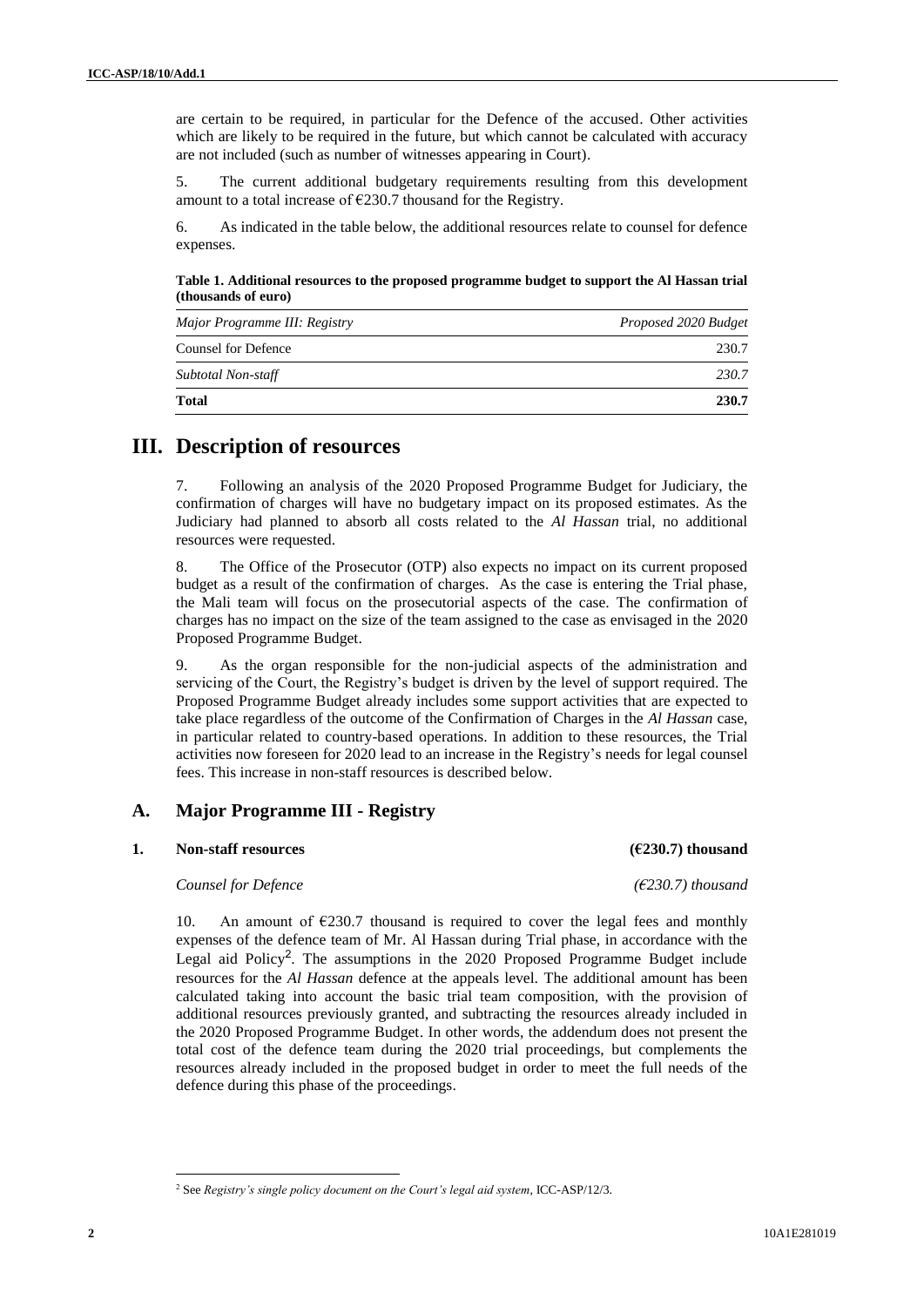are certain to be required, in particular for the Defence of the accused. Other activities which are likely to be required in the future, but which cannot be calculated with accuracy are not included (such as number of witnesses appearing in Court).

5. The current additional budgetary requirements resulting from this development amount to a total increase of €230.7 thousand for the Registry.

6. As indicated in the table below, the additional resources relate to counsel for defence expenses.

**Table 1. Additional resources to the proposed programme budget to support the Al Hassan trial (thousands of euro)**

| *Major Programme III: Registry* | *Proposed 2020 Budget* |
|---|---|
| Counsel for Defence | 230.7 |
| *Subtotal Non-staff* | *230.7* |
| **Total** | **230.7** |

# III. Description of resources

7. Following an analysis of the 2020 Proposed Programme Budget for Judiciary, the confirmation of charges will have no budgetary impact on its proposed estimates. As the Judiciary had planned to absorb all costs related to the *Al Hassan* trial, no additional resources were requested.

8. The Office of the Prosecutor (OTP) also expects no impact on its current proposed budget as a result of the confirmation of charges. As the case is entering the Trial phase, the Mali team will focus on the prosecutorial aspects of the case. The confirmation of charges has no impact on the size of the team assigned to the case as envisaged in the 2020 Proposed Programme Budget.

9. As the organ responsible for the non-judicial aspects of the administration and servicing of the Court, the Registry's budget is driven by the level of support required. The Proposed Programme Budget already includes some support activities that are expected to take place regardless of the outcome of the Confirmation of Charges in the *Al Hassan* case, in particular related to country-based operations. In addition to these resources, the Trial activities now foreseen for 2020 lead to an increase in the Registry's needs for legal counsel fees. This increase in non-staff resources is described below.

## A. Major Programme III - Registry

### 1. Non-staff resources (€230.7) thousand

*Counsel for Defence (€230.7) thousand*

10. An amount of €230.7 thousand is required to cover the legal fees and monthly expenses of the defence team of Mr. Al Hassan during Trial phase, in accordance with the Legal aid Policy[2]. The assumptions in the 2020 Proposed Programme Budget include resources for the *Al Hassan* defence at the appeals level. The additional amount has been calculated taking into account the basic trial team composition, with the provision of additional resources previously granted, and subtracting the resources already included in the 2020 Proposed Programme Budget. In other words, the addendum does not present the total cost of the defence team during the 2020 trial proceedings, but complements the resources already included in the proposed budget in order to meet the full needs of the defence during this phase of the proceedings.

[2] See *Registry's single policy document on the Court's legal aid system*, ICC-ASP/12/3.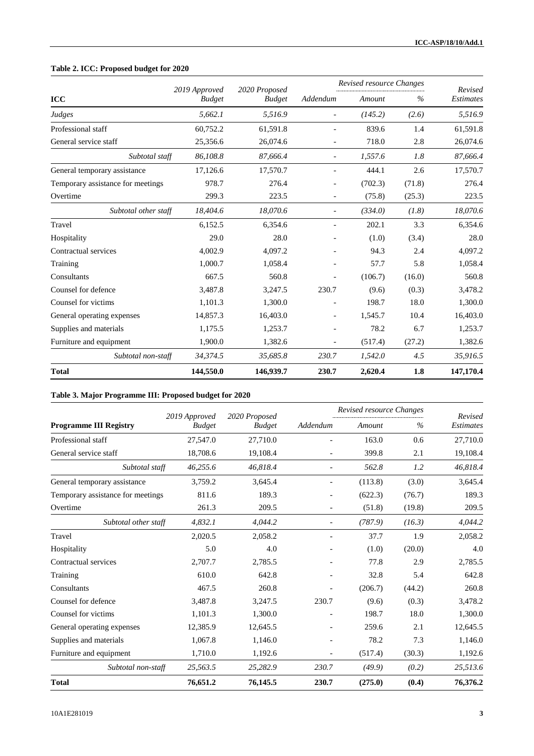**Table 2. ICC: Proposed budget for 2020**

| ICC | 2019 Approved Budget | 2020 Proposed Budget | Addendum | Revised resource Changes Amount | Revised resource Changes % | Revised Estimates |
|---|---|---|---|---|---|---|
| *Judges* | *5,662.1* | *5,516.9* | - | *(145.2)* | *(2.6)* | *5,516.9* |
| Professional staff | 60,752.2 | 61,591.8 | - | 839.6 | 1.4 | 61,591.8 |
| General service staff | 25,356.6 | 26,074.6 | - | 718.0 | 2.8 | 26,074.6 |
| *Subtotal staff* | *86,108.8* | *87,666.4* | - | *1,557.6* | *1.8* | *87,666.4* |
| General temporary assistance | 17,126.6 | 17,570.7 | - | 444.1 | 2.6 | 17,570.7 |
| Temporary assistance for meetings | 978.7 | 276.4 | - | (702.3) | (71.8) | 276.4 |
| Overtime | 299.3 | 223.5 | - | (75.8) | (25.3) | 223.5 |
| *Subtotal other staff* | *18,404.6* | *18,070.6* | - | *(334.0)* | *(1.8)* | *18,070.6* |
| Travel | 6,152.5 | 6,354.6 | - | 202.1 | 3.3 | 6,354.6 |
| Hospitality | 29.0 | 28.0 | - | (1.0) | (3.4) | 28.0 |
| Contractual services | 4,002.9 | 4,097.2 | - | 94.3 | 2.4 | 4,097.2 |
| Training | 1,000.7 | 1,058.4 | - | 57.7 | 5.8 | 1,058.4 |
| Consultants | 667.5 | 560.8 | - | (106.7) | (16.0) | 560.8 |
| Counsel for defence | 3,487.8 | 3,247.5 | 230.7 | (9.6) | (0.3) | 3,478.2 |
| Counsel for victims | 1,101.3 | 1,300.0 | - | 198.7 | 18.0 | 1,300.0 |
| General operating expenses | 14,857.3 | 16,403.0 | - | 1,545.7 | 10.4 | 16,403.0 |
| Supplies and materials | 1,175.5 | 1,253.7 | - | 78.2 | 6.7 | 1,253.7 |
| Furniture and equipment | 1,900.0 | 1,382.6 | - | (517.4) | (27.2) | 1,382.6 |
| *Subtotal non-staff* | *34,374.5* | *35,685.8* | *230.7* | *1,542.0* | *4.5* | *35,916.5* |
| **Total** | **144,550.0** | **146,939.7** | **230.7** | **2,620.4** | **1.8** | **147,170.4** |

**Table 3. Major Programme III: Proposed budget for 2020**

| Programme III Registry | 2019 Approved Budget | 2020 Proposed Budget | Addendum | Revised resource Changes Amount | Revised resource Changes % | Revised Estimates |
|---|---|---|---|---|---|---|
| Professional staff | 27,547.0 | 27,710.0 | - | 163.0 | 0.6 | 27,710.0 |
| General service staff | 18,708.6 | 19,108.4 | - | 399.8 | 2.1 | 19,108.4 |
| *Subtotal staff* | *46,255.6* | *46,818.4* | - | *562.8* | *1.2* | *46,818.4* |
| General temporary assistance | 3,759.2 | 3,645.4 | - | (113.8) | (3.0) | 3,645.4 |
| Temporary assistance for meetings | 811.6 | 189.3 | - | (622.3) | (76.7) | 189.3 |
| Overtime | 261.3 | 209.5 | - | (51.8) | (19.8) | 209.5 |
| *Subtotal other staff* | *4,832.1* | *4,044.2* | - | *(787.9)* | *(16.3)* | *4,044.2* |
| Travel | 2,020.5 | 2,058.2 | - | 37.7 | 1.9 | 2,058.2 |
| Hospitality | 5.0 | 4.0 | - | (1.0) | (20.0) | 4.0 |
| Contractual services | 2,707.7 | 2,785.5 | - | 77.8 | 2.9 | 2,785.5 |
| Training | 610.0 | 642.8 | - | 32.8 | 5.4 | 642.8 |
| Consultants | 467.5 | 260.8 | - | (206.7) | (44.2) | 260.8 |
| Counsel for defence | 3,487.8 | 3,247.5 | 230.7 | (9.6) | (0.3) | 3,478.2 |
| Counsel for victims | 1,101.3 | 1,300.0 | - | 198.7 | 18.0 | 1,300.0 |
| General operating expenses | 12,385.9 | 12,645.5 | - | 259.6 | 2.1 | 12,645.5 |
| Supplies and materials | 1,067.8 | 1,146.0 | - | 78.2 | 7.3 | 1,146.0 |
| Furniture and equipment | 1,710.0 | 1,192.6 | - | (517.4) | (30.3) | 1,192.6 |
| *Subtotal non-staff* | *25,563.5* | *25,282.9* | *230.7* | *(49.9)* | *(0.2)* | *25,513.6* |
| **Total** | **76,651.2** | **76,145.5** | **230.7** | **(275.0)** | **(0.4)** | **76,376.2** |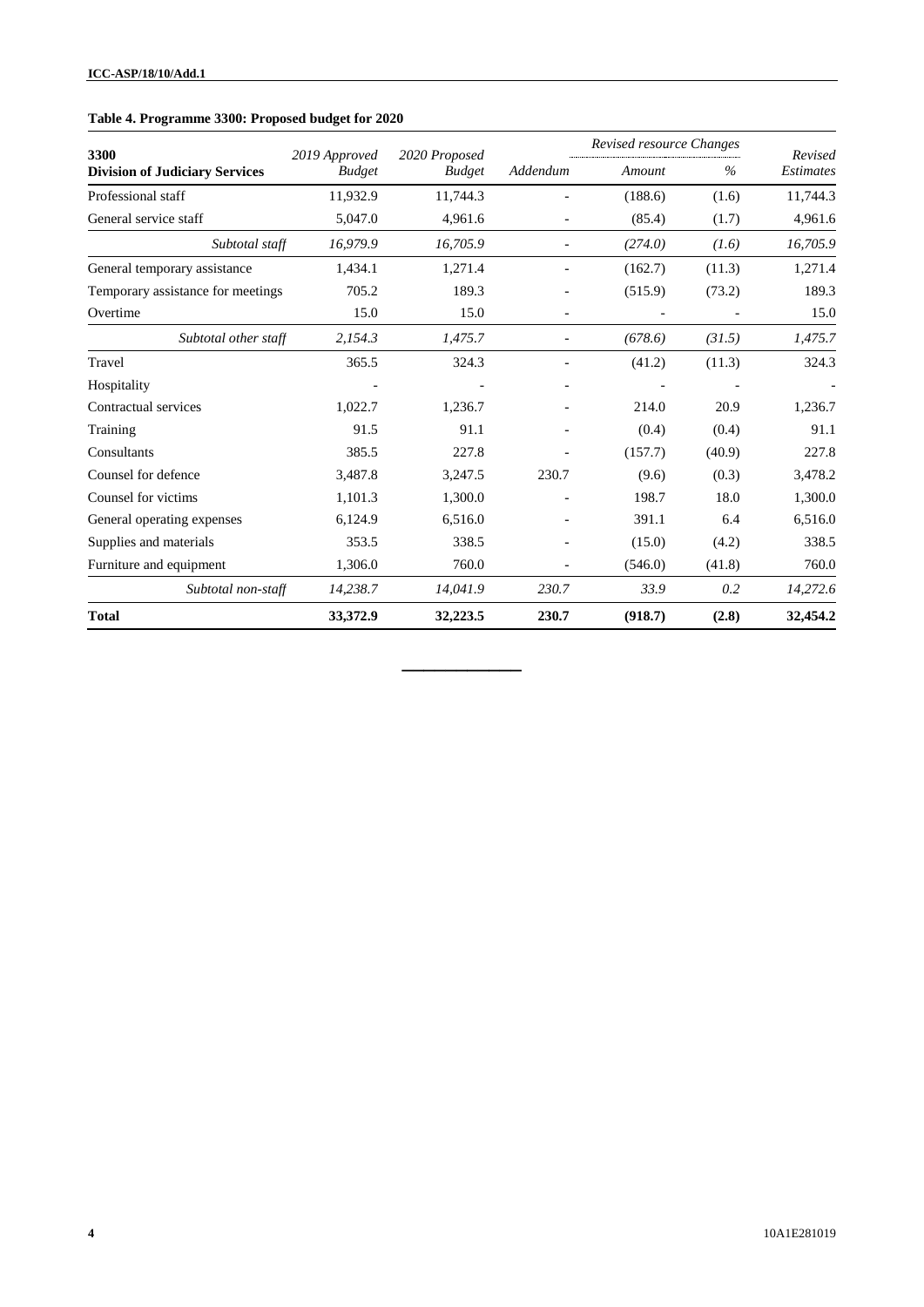**Table 4. Programme 3300: Proposed budget for 2020**

| 3300<br>Division of Judiciary Services | *2019 Approved Budget* | *2020 Proposed Budget* | *Addendum* | *Revised resource Changes* | | *Revised Estimates* |
|---|---|---|---|---|---|---|
| | | | | *Amount* | *%* | |
| Professional staff | 11,932.9 | 11,744.3 | - | (188.6) | (1.6) | 11,744.3 |
| General service staff | 5,047.0 | 4,961.6 | - | (85.4) | (1.7) | 4,961.6 |
| *Subtotal staff* | *16,979.9* | *16,705.9* | - | *(274.0)* | *(1.6)* | *16,705.9* |
| General temporary assistance | 1,434.1 | 1,271.4 | - | (162.7) | (11.3) | 1,271.4 |
| Temporary assistance for meetings | 705.2 | 189.3 | - | (515.9) | (73.2) | 189.3 |
| Overtime | 15.0 | 15.0 | - | - | - | 15.0 |
| *Subtotal other staff* | *2,154.3* | *1,475.7* | - | *(678.6)* | *(31.5)* | *1,475.7* |
| Travel | 365.5 | 324.3 | - | (41.2) | (11.3) | 324.3 |
| Hospitality | - | - | - | - | - | - |
| Contractual services | 1,022.7 | 1,236.7 | - | 214.0 | 20.9 | 1,236.7 |
| Training | 91.5 | 91.1 | - | (0.4) | (0.4) | 91.1 |
| Consultants | 385.5 | 227.8 | - | (157.7) | (40.9) | 227.8 |
| Counsel for defence | 3,487.8 | 3,247.5 | 230.7 | (9.6) | (0.3) | 3,478.2 |
| Counsel for victims | 1,101.3 | 1,300.0 | - | 198.7 | 18.0 | 1,300.0 |
| General operating expenses | 6,124.9 | 6,516.0 | - | 391.1 | 6.4 | 6,516.0 |
| Supplies and materials | 353.5 | 338.5 | - | (15.0) | (4.2) | 338.5 |
| Furniture and equipment | 1,306.0 | 760.0 | - | (546.0) | (41.8) | 760.0 |
| *Subtotal non-staff* | *14,238.7* | *14,041.9* | *230.7* | *33.9* | *0.2* | *14,272.6* |
| **Total** | **33,372.9** | **32,223.5** | **230.7** | **(918.7)** | **(2.8)** | **32,454.2** |

---